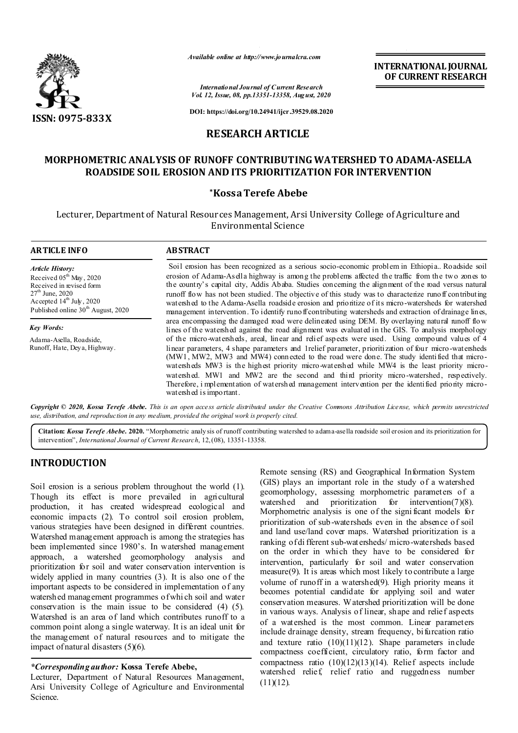ISSN: 0975-833X

*Available online at http://www.journalcra.com*

*International Journal of Current Research*
*Vol. 12, Issue, 08, pp.13351-13358, August, 2020*

**DOI: https://doi.org/10.24941/ijcr.39529.08.2020**

**INTERNATIONAL JOURNAL OF CURRENT RESEARCH**

## RESEARCH ARTICLE

# MORPHOMETRIC ANALYSIS OF RUNOFF CONTRIBUTING WATERSHED TO ADAMA-ASELLA ROADSIDE SOIL EROSION AND ITS PRIORITIZATION FOR INTERVENTION

**\*Kossa Terefe Abebe**

Lecturer, Department of Natural Resources Management, Arsi University College of Agriculture and Environmental Science

### ARTICLE INFO

*Article History:*
Received 05th May, 2020
Received in revised form 27th June, 2020
Accepted 14th July, 2020
Published online 30th August, 2020

*Key Words:*
Adama-Asella, Roadside, Runoff, Hate, Deya, Highway.

### ABSTRACT

Soil erosion has been recognized as a serious socio-economic problem in Ethiopia.. Roadside soil erosion of Adama-Asella highway is among the problems affected the traffic from the two zones to the country's capital city, Addis Ababa. Studies concerning the alignment of the road versus natural runoff flow has not been studied. The objective of this study was to characterize runoff contributing watershed to the Adama-Asella roadside erosion and prioritize of its micro-watersheds for watershed management intervention. To identify runoff contributing watersheds and extraction of drainage lines, area encompassing the damaged road were delineated using DEM. By overlaying natural runoff flow lines of the watershed against the road alignment was evaluated in the GIS. To analysis morphology of the micro-watersheds, areal, linear and relief aspects were used. Using compound values of 4 linear parameters, 4 shape parameters and 1relief parameter, prioritization of four micro-watersheds (MW1, MW2, MW3 and MW4) connected to the road were done. The study identified that micro-watersheds MW3 is the highest priority micro-watershed while MW4 is the least priority micro-watershed. MW1 and MW2 are the second and third priority micro-watershed, respectively. Therefore, implementation of watershed management intervention per the identified priority micro-watershed is important.

***Copyright © 2020, Kossa Terefe Abebe.*** *This is an open access article distributed under the Creative Commons Attribution License, which permits unrestricted use, distribution, and reproduction in any medium, provided the original work is properly cited.*

**Citation:** ***Kossa Terefe Abebe.* 2020.** "Morphometric analysis of runoff contributing watershed to adama-asella roadside soil erosion and its prioritization for intervention", *International Journal of Current Research*, 12, (08), 13351-13358.

## INTRODUCTION

Soil erosion is a serious problem throughout the world (1). Though its effect is more prevailed in agricultural production, it has created widespread ecological and economic impacts (2). To control soil erosion problem, various strategies have been designed in different countries. Watershed management approach is among the strategies has been implemented since 1980's. In watershed management approach, a watershed geomorphology analysis and prioritization for soil and water conservation intervention is widely applied in many countries (3). It is also one of the important aspects to be considered in implementation of any watershed management programmes of which soil and water conservation is the main issue to be considered (4) (5). Watershed is an area of land which contributes runoff to a common point along a single waterway. It is an ideal unit for the management of natural resources and to mitigate the impact of natural disasters (5)(6).

Remote sensing (RS) and Geographical Information System (GIS) plays an important role in the study of a watershed geomorphology, assessing morphometric parameters of a watershed and prioritization for intervention(7)(8). Morphometric analysis is one of the significant models for prioritization of sub-watersheds even in the absence of soil and land use/land cover maps. Watershed prioritization is a ranking of different sub-watersheds/ micro-watersheds based on the order in which they have to be considered for intervention, particularly for soil and water conservation measure(9). It is areas which most likely to contribute a large volume of runoff in a watershed(9). High priority means it becomes potential candidate for applying soil and water conservation measures. Watershed prioritization will be done in various ways. Analysis of linear, shape and relief aspects of a watershed is the most common. Linear parameters include drainage density, stream frequency, bifurcation ratio and texture ratio (10)(11)(12). Shape parameters include compactness coefficient, circulatory ratio, form factor and compactness ratio (10)(12)(13)(14). Relief aspects include watershed relief, relief ratio and ruggedness number (11)(12).

***\*Corresponding author:*** **Kossa Terefe Abebe,**
Lecturer, Department of Natural Resources Management, Arsi University College of Agriculture and Environmental Science.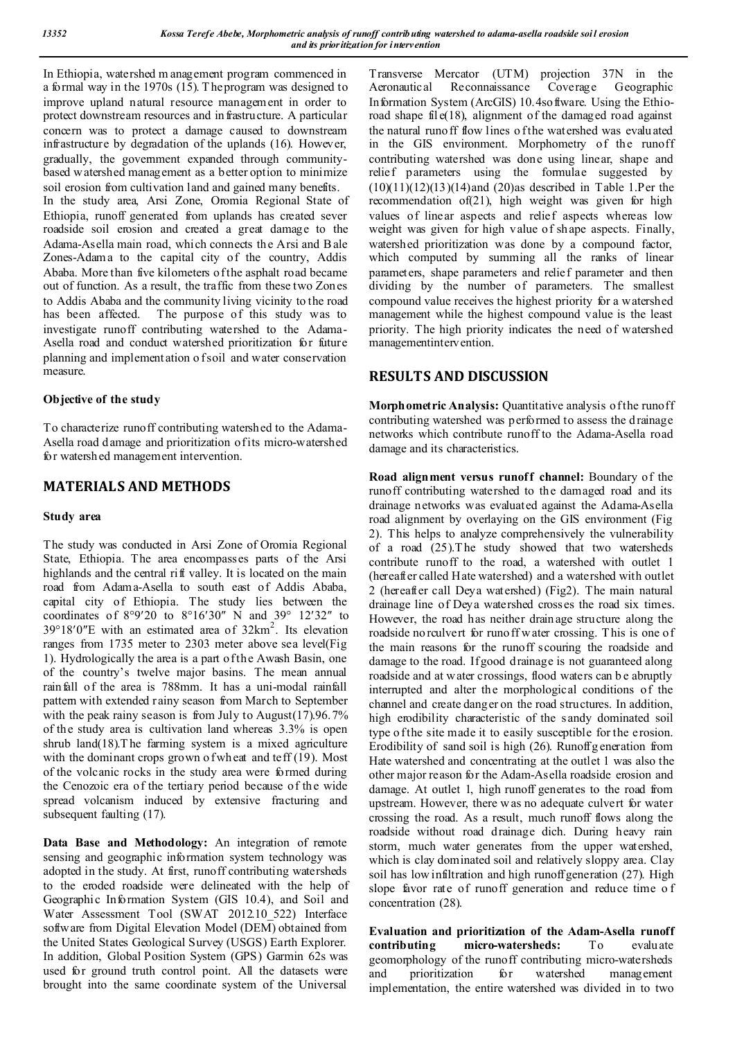In Ethiopia, watershed management program commenced in a formal way in the 1970s (15). The program was designed to improve upland natural resource management in order to protect downstream resources and infrastructure. A particular concern was to protect a damage caused to downstream infrastructure by degradation of the uplands (16). However, gradually, the government expanded through community-based watershed management as a better option to minimize soil erosion from cultivation land and gained many benefits.

In the study area, Arsi Zone, Oromia Regional State of Ethiopia, runoff generated from uplands has created sever roadside soil erosion and created a great damage to the Adama-Asella main road, which connects the Arsi and Bale Zones-Adama to the capital city of the country, Addis Ababa. More than five kilometers of the asphalt road became out of function. As a result, the traffic from these two Zones to Addis Ababa and the community living vicinity to the road has been affected. The purpose of this study was to investigate runoff contributing watershed to the Adama-Asella road and conduct watershed prioritization for future planning and implementation of soil and water conservation measure.

### Objective of the study

To characterize runoff contributing watershed to the Adama-Asella road damage and prioritization of its micro-watershed for watershed management intervention.

## MATERIALS AND METHODS

### Study area

The study was conducted in Arsi Zone of Oromia Regional State, Ethiopia. The area encompasses parts of the Arsi highlands and the central rift valley. It is located on the main road from Adama-Asella to south east of Addis Ababa, capital city of Ethiopia. The study lies between the coordinates of 8°9′20 to 8°16′30″ N and 39° 12′32″ to 39°18′0″E with an estimated area of 32km$^2$. Its elevation ranges from 1735 meter to 2303 meter above sea level(Fig 1). Hydrologically the area is a part of the Awash Basin, one of the country's twelve major basins. The mean annual rainfall of the area is 788mm. It has a uni-modal rainfall pattern with extended rainy season from March to September with the peak rainy season is from July to August(17).96.7% of the study area is cultivation land whereas 3.3% is open shrub land(18).The farming system is a mixed agriculture with the dominant crops grown of wheat and teff (19). Most of the volcanic rocks in the study area were formed during the Cenozoic era of the tertiary period because of the wide spread volcanism induced by extensive fracturing and subsequent faulting (17).

**Data Base and Methodology:** An integration of remote sensing and geographic information system technology was adopted in the study. At first, runoff contributing watersheds to the eroded roadside were delineated with the help of Geographic Information System (GIS 10.4), and Soil and Water Assessment Tool (SWAT 2012.10_522) Interface software from Digital Elevation Model (DEM) obtained from the United States Geological Survey (USGS) Earth Explorer. In addition, Global Position System (GPS) Garmin 62s was used for ground truth control point. All the datasets were brought into the same coordinate system of the Universal Transverse Mercator (UTM) projection 37N in the Aeronautical Reconnaissance Coverage Geographic Information System (ArcGIS) 10.4software. Using the Ethio-road shape file(18), alignment of the damaged road against the natural runoff flow lines of the watershed was evaluated in the GIS environment. Morphometry of the runoff contributing watershed was done using linear, shape and relief parameters using the formulae suggested by (10)(11)(12)(13)(14)and (20)as described in Table 1.Per the recommendation of(21), high weight was given for high values of linear aspects and relief aspects whereas low weight was given for high value of shape aspects. Finally, watershed prioritization was done by a compound factor, which computed by summing all the ranks of linear parameters, shape parameters and relief parameter and then dividing by the number of parameters. The smallest compound value receives the highest priority for a watershed management while the highest compound value is the least priority. The high priority indicates the need of watershed managementintervention.

## RESULTS AND DISCUSSION

**Morphometric Analysis:** Quantitative analysis of the runoff contributing watershed was performed to assess the drainage networks which contribute runoff to the Adama-Asella road damage and its characteristics.

**Road alignment versus runoff channel:** Boundary of the runoff contributing watershed to the damaged road and its drainage networks was evaluated against the Adama-Asella road alignment by overlaying on the GIS environment (Fig 2). This helps to analyze comprehensively the vulnerability of a road (25).The study showed that two watersheds contribute runoff to the road, a watershed with outlet 1 (hereafter called Hate watershed) and a watershed with outlet 2 (hereafter call Deya watershed) (Fig2). The main natural drainage line of Deya watershed crosses the road six times. However, the road has neither drainage structure along the roadside norculvert for runoff water crossing. This is one of the main reasons for the runoff scouring the roadside and damage to the road. If good drainage is not guaranteed along roadside and at water crossings, flood waters can be abruptly interrupted and alter the morphological conditions of the channel and create danger on the road structures. In addition, high erodibility characteristic of the sandy dominated soil type of the site made it to easily susceptible for the erosion. Erodibility of sand soil is high (26). Runoff generation from Hate watershed and concentrating at the outlet 1 was also the other major reason for the Adam-Asella roadside erosion and damage. At outlet 1, high runoff generates to the road from upstream. However, there was no adequate culvert for water crossing the road. As a result, much runoff flows along the roadside without road drainage dich. During heavy rain storm, much water generates from the upper watershed, which is clay dominated soil and relatively sloppy area. Clay soil has low infiltration and high runoff generation (27). High slope favor rate of runoff generation and reduce time of concentration (28).

**Evaluation and prioritization of the Adam-Asella runoff contributing micro-watersheds:** To evaluate geomorphology of the runoff contributing micro-watersheds and prioritization for watershed management implementation, the entire watershed was divided in to two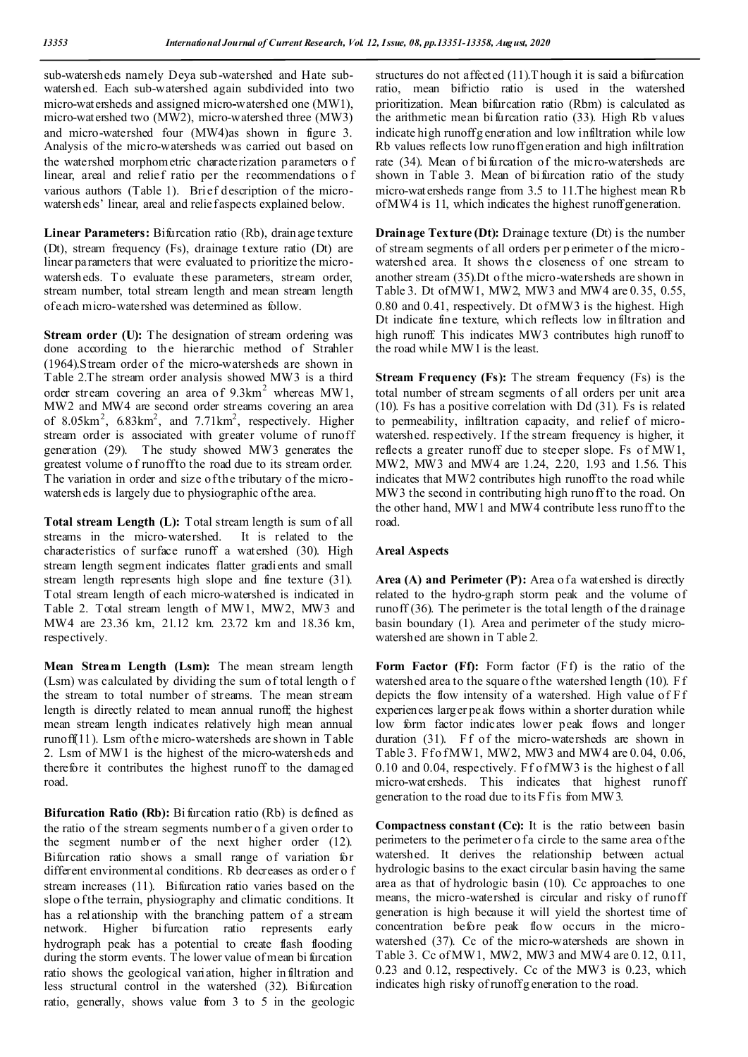sub-watersheds namely Deya sub-watershed and Hate sub-watershed. Each sub-watershed again subdivided into two micro-watersheds and assigned micro-watershed one (MW1), micro-watershed two (MW2), micro-watershed three (MW3) and micro-watershed four (MW4)as shown in figure 3. Analysis of the micro-watersheds was carried out based on the watershed morphometric characterization parameters of linear, areal and relief ratio per the recommendations of various authors (Table 1). Brief description of the micro-watersheds' linear, areal and relief aspects explained below.

**Linear Parameters:** Bifurcation ratio (Rb), drainage texture (Dt), stream frequency (Fs), drainage texture ratio (Dt) are linear parameters that were evaluated to prioritize the micro-watersheds. To evaluate these parameters, stream order, stream number, total stream length and mean stream length of each micro-watershed was determined as follow.

**Stream order (U):** The designation of stream ordering was done according to the hierarchic method of Strahler (1964).Stream order of the micro-watersheds are shown in Table 2.The stream order analysis showed MW3 is a third order stream covering an area of 9.3km$^2$ whereas MW1, MW2 and MW4 are second order streams covering an area of 8.05km$^2$, 6.83km$^2$, and 7.71km$^2$, respectively. Higher stream order is associated with greater volume of runoff generation (29). The study showed MW3 generates the greatest volume of runoff to the road due to its stream order. The variation in order and size of the tributary of the micro-watersheds is largely due to physiographic of the area.

**Total stream Length (L):** Total stream length is sum of all streams in the micro-watershed. It is related to the characteristics of surface runoff a watershed (30). High stream length segment indicates flatter gradients and small stream length represents high slope and fine texture (31). Total stream length of each micro-watershed is indicated in Table 2. Total stream length of MW1, MW2, MW3 and MW4 are 23.36 km, 21.12 km. 23.72 km and 18.36 km, respectively.

**Mean Stream Length (Lsm):** The mean stream length (Lsm) was calculated by dividing the sum of total length of the stream to total number of streams. The mean stream length is directly related to mean annual runoff; the highest mean stream length indicates relatively high mean annual runoff(11). Lsm of the micro-watersheds are shown in Table 2. Lsm of MW1 is the highest of the micro-watersheds and therefore it contributes the highest runoff to the damaged road.

**Bifurcation Ratio (Rb):** Bifurcation ratio (Rb) is defined as the ratio of the stream segments number of a given order to the segment number of the next higher order (12). Bifurcation ratio shows a small range of variation for different environmental conditions. Rb decreases as order of stream increases (11). Bifurcation ratio varies based on the slope of the terrain, physiography and climatic conditions. It has a relationship with the branching pattern of a stream network. Higher bifurcation ratio represents early hydrograph peak has a potential to create flash flooding during the storm events. The lower value of mean bifurcation ratio shows the geological variation, higher infiltration and less structural control in the watershed (32). Bifurcation ratio, generally, shows value from 3 to 5 in the geologic structures do not affected (11).Though it is said a bifurcation ratio, mean bifrictio ratio is used in the watershed prioritization. Mean bifurcation ratio (Rbm) is calculated as the arithmetic mean bifurcation ratio (33). High Rb values indicate high runoff generation and low infiltration while low Rb values reflects low runoff generation and high infiltration rate (34). Mean of bifurcation of the micro-watersheds are shown in Table 3. Mean of bifurcation ratio of the study micro-watersheds range from 3.5 to 11.The highest mean Rb of MW4 is 11, which indicates the highest runoff generation.

**Drainage Texture (Dt):** Drainage texture (Dt) is the number of stream segments of all orders per perimeter of the micro-watershed area. It shows the closeness of one stream to another stream (35).Dt of the micro-watersheds are shown in Table 3. Dt of MW1, MW2, MW3 and MW4 are 0.35, 0.55, 0.80 and 0.41, respectively. Dt of MW3 is the highest. High Dt indicate fine texture, which reflects low infiltration and high runoff. This indicates MW3 contributes high runoff to the road while MW1 is the least.

**Stream Frequency (Fs):** The stream frequency (Fs) is the total number of stream segments of all orders per unit area (10). Fs has a positive correlation with Dd (31). Fs is related to permeability, infiltration capacity, and relief of micro-watershed. respectively. If the stream frequency is higher, it reflects a greater runoff due to steeper slope. Fs of MW1, MW2, MW3 and MW4 are 1.24, 2.20, 1.93 and 1.56. This indicates that MW2 contributes high runoff to the road while MW3 the second in contributing high runoff to the road. On the other hand, MW1 and MW4 contribute less runoff to the road.

**Areal Aspects**

**Area (A) and Perimeter (P):** Area of a watershed is directly related to the hydro-graph storm peak and the volume of runoff (36). The perimeter is the total length of the drainage basin boundary (1). Area and perimeter of the study micro-watershed are shown in Table 2.

**Form Factor (Ff):** Form factor (Ff) is the ratio of the watershed area to the square of the watershed length (10). Ff depicts the flow intensity of a watershed. High value of Ff experiences larger peak flows within a shorter duration while low form factor indicates lower peak flows and longer duration (31). Ff of the micro-watersheds are shown in Table 3. Ff of MW1, MW2, MW3 and MW4 are 0.04, 0.06, 0.10 and 0.04, respectively. Ff of MW3 is the highest of all micro-watersheds. This indicates that highest runoff generation to the road due to its Ff is from MW3.

**Compactness constant (Cc):** It is the ratio between basin perimeters to the perimeter of a circle to the same area of the watershed. It derives the relationship between actual hydrologic basins to the exact circular basin having the same area as that of hydrologic basin (10). Cc approaches to one means, the micro-watershed is circular and risky of runoff generation is high because it will yield the shortest time of concentration before peak flow occurs in the micro-watershed (37). Cc of the micro-watersheds are shown in Table 3. Cc of MW1, MW2, MW3 and MW4 are 0.12, 0.11, 0.23 and 0.12, respectively. Cc of the MW3 is 0.23, which indicates high risky of runoff generation to the road.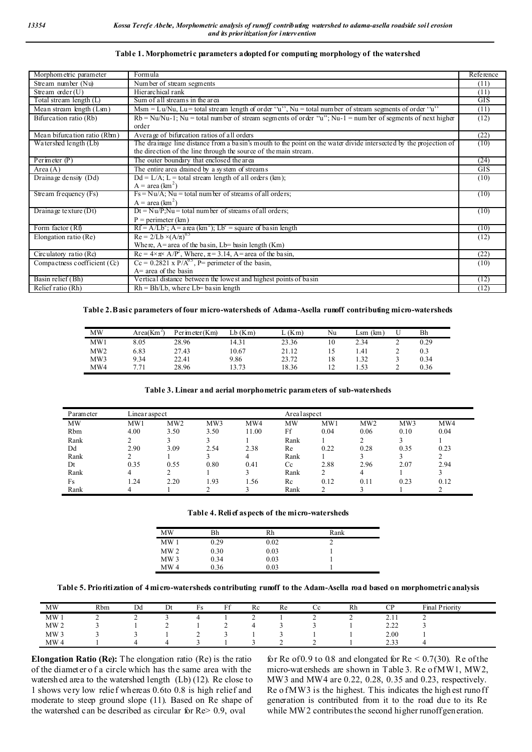**Table 1. Morphometric parameters adopted for computing morphology of the watershed**

| Morphometric parameter | Formula | Reference |
|---|---|---|
| Stream number (Nu) | Number of stream segments | (11) |
| Stream order (U) | Hierarchical rank | (11) |
| Total stream length (L) | Sum of all streams in the area | GIS |
| Mean stream length (Lsm) | Msm = Lu/Nu, Lu= total stream length of order ''u'', Nu = total number of stream segments of order ''u'' | (11) |
| Bifurcation ratio (Rb) | Rb = Nu/Nu-1; Nu = total number of stream segments of order "u"; Nu-1 = number of segments of next higher order | (12) |
| Mean bifurcation ratio (Rbm) | Average of bifurcation ratios of all orders | (22) |
| Watershed length (Lb) | The drainage line distance from a basin's mouth to the point on the water divide intersected by the projection of the direction of the line through the source of the main stream. | (10) |
| Perimeter (P) | The outer boundary that enclosed the area | (24) |
| Area (A) | The entire area drained by a system of streams | GIS |
| Drainage density (Dd) | Dd = L/A; L = total stream length of all orders (km); A = area (km$^2$) | (10) |
| Stream frequency (Fs) | Fs = Nu/A; Nu = total number of streams of all orders; A = area (km$^2$) | (10) |
| Drainage texture (Dt) | Dt = Nu/P; Nu = total number of streams of all orders; P = perimeter (km) | (10) |
| Form factor (Rf) | Rf = A/Lb$^2$; A = area (km$^2$); Lb$^2$ = square of basin length | (10) |
| Elongation ratio (Re) | Re = 2/Lb $\times (A/\pi)^{0.5}$ Where, A= area of the basin, Lb= basin length (Km) | (12) |
| Circulatory ratio (Rc) | Rc = $4\times\pi\times A/P^2$, Where, $\pi$ = 3.14, A= area of the basin, | (22) |
| Compactness coefficient (Cc) | Cc = 0.2821 x P/A$^{0.5}$, P= perimeter of the basin, A= area of the basin | (10) |
| Basin relief (Bh) | Vertical distance between the lowest and highest points of basin | (12) |
| Relief ratio (Rh) | Rh = Bh/Lb, where Lb= basin length | (12) |

**Table 2. Basic parameters of four micro-watersheds of Adama-Asella runoff contributing micro-watersheds**

| MW | Area(Km$^2$) | Perimeter(Km) | Lb (Km) | L (Km) | Nu | Lsm (km) | U | Bh |
|---|---|---|---|---|---|---|---|---|
| MW1 | 8.05 | 28.96 | 14.31 | 23.36 | 10 | 2.34 | 2 | 0.29 |
| MW2 | 6.83 | 27.43 | 10.67 | 21.12 | 15 | 1.41 | 2 | 0.3 |
| MW3 | 9.34 | 22.41 | 9.86 | 23.72 | 18 | 1.32 | 3 | 0.34 |
| MW4 | 7.71 | 28.96 | 13.73 | 18.36 | 12 | 1.53 | 2 | 0.36 |

**Table 3. Linear and aerial morphometric parameters of sub-watersheds**

| Parameter | Linear aspect | | | | Areal aspect | | | | |
|---|---|---|---|---|---|---|---|---|---|
| MW | MW1 | MW2 | MW3 | MW4 | MW | MW1 | MW2 | MW3 | MW4 |
| Rbm | 4.00 | 3.50 | 3.50 | 11.00 | Ff | 0.04 | 0.06 | 0.10 | 0.04 |
| Rank | 2 | 3 | 3 | 1 | Rank | 1 | 2 | 3 | 1 |
| Dd | 2.90 | 3.09 | 2.54 | 2.38 | Re | 0.22 | 0.28 | 0.35 | 0.23 |
| Rank | 2 | 1 | 3 | 4 | Rank | 1 | 3 | 3 | 2 |
| Dt | 0.35 | 0.55 | 0.80 | 0.41 | Cc | 2.88 | 2.96 | 2.07 | 2.94 |
| Rank | 4 | 2 | 1 | 3 | Rank | 2 | 4 | 1 | 3 |
| Fs | 1.24 | 2.20 | 1.93 | 1.56 | Rc | 0.12 | 0.11 | 0.23 | 0.12 |
| Rank | 4 | 1 | 2 | 3 | Rank | 2 | 3 | 1 | 2 |

**Table 4. Relief aspects of the micro-watersheds**

| MW | Bh | Rh | Rank |
|---|---|---|---|
| MW 1 | 0.29 | 0.02 | 2 |
| MW 2 | 0.30 | 0.03 | 1 |
| MW 3 | 0.34 | 0.03 | 1 |
| MW 4 | 0.36 | 0.03 | 1 |

**Table 5. Prioritization of 4 micro-watersheds contributing runoff to the Adam-Asella road based on morphometric analysis**

| MW | Rbm | Dd | Dt | Fs | Ff | Rc | Re | Cc | Rh | CP | Final Priority |
|---|---|---|---|---|---|---|---|---|---|---|---|
| MW 1 | 2 | 2 | 3 | 4 | 1 | 2 | 1 | 2 | 2 | 2.11 | 2 |
| MW 2 | 3 | 1 | 2 | 1 | 2 | 4 | 3 | 3 | 1 | 2.22 | 3 |
| MW 3 | 3 | 3 | 1 | 2 | 3 | 1 | 3 | 1 | 1 | 2.00 | 1 |
| MW 4 | 1 | 4 | 4 | 3 | 1 | 3 | 2 | 2 | 1 | 2.33 | 4 |

**Elongation Ratio (Re):** The elongation ratio (Re) is the ratio of the diameter of a circle which has the same area with the watershed area to the watershed length (Lb) (12). Re close to 1 shows very low relief whereas 0.6to 0.8 is high relief and moderate to steep ground slope (11). Based on Re shape of the watershed can be described as circular for Re> 0.9, oval for Re of 0.9 to 0.8 and elongated for Re < 0.7(30). Re of the micro-watersheds are shown in Table 3. Re of MW1, MW2, MW3 and MW4 are 0.22, 0.28, 0.35 and 0.23, respectively. Re of MW3 is the highest. This indicates the highest runoff generation is contributed from it to the road due to its Re while MW2 contributes the second higher runoff generation.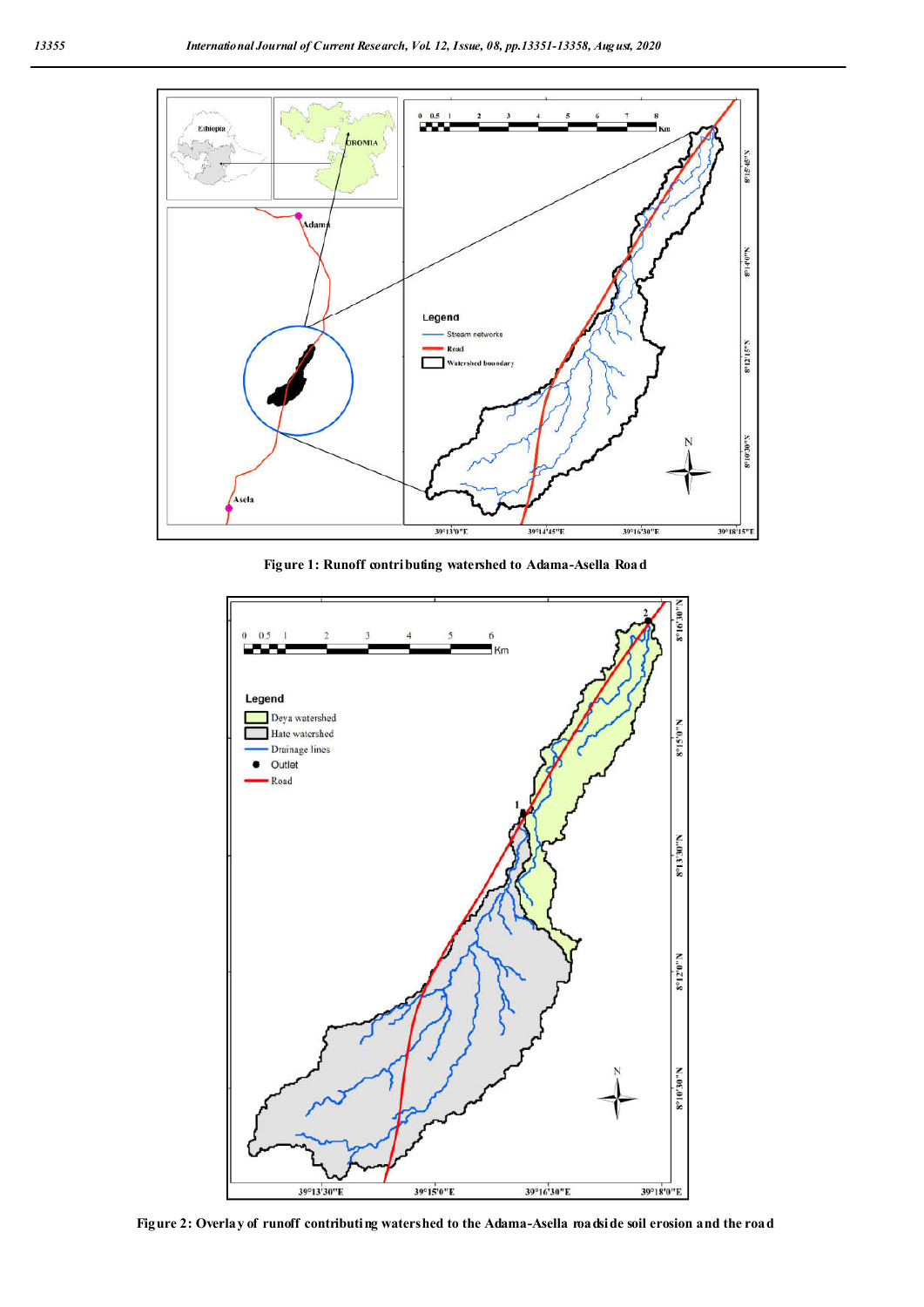Figure 1: Runoff contributing watershed to Adama-Asella Road

Figure 2: Overlay of runoff contributing watershed to the Adama-Asella roadside soil erosion and the road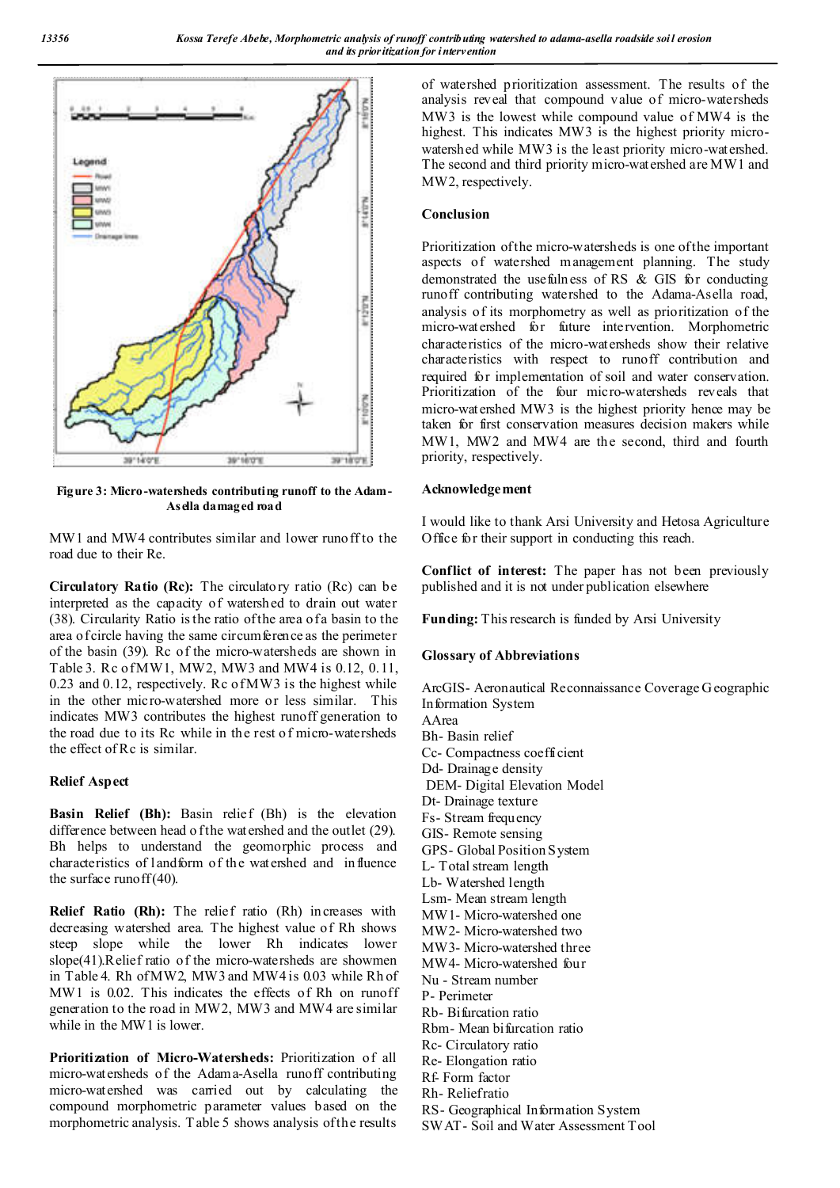Figure 3: Micro-watersheds contributing runoff to the Adam-Asella damaged road

MW1 and MW4 contributes similar and lower runoff to the road due to their Re.

**Circulatory Ratio (Rc):** The circulatory ratio (Rc) can be interpreted as the capacity of watershed to drain out water (38). Circularity Ratio is the ratio of the area of a basin to the area of circle having the same circumference as the perimeter of the basin (39). Rc of the micro-watersheds are shown in Table 3. Rc of MW1, MW2, MW3 and MW4 is 0.12, 0.11, 0.23 and 0.12, respectively. Rc of MW3 is the highest while in the other micro-watershed more or less similar. This indicates MW3 contributes the highest runoff generation to the road due to its Rc while in the rest of micro-watersheds the effect of Rc is similar.

### Relief Aspect

**Basin Relief (Bh):** Basin relief (Bh) is the elevation difference between head of the watershed and the outlet (29). Bh helps to understand the geomorphic process and characteristics of landform of the watershed and influence the surface runoff (40).

**Relief Ratio (Rh):** The relief ratio (Rh) increases with decreasing watershed area. The highest value of Rh shows steep slope while the lower Rh indicates lower slope(41).Relief ratio of the micro-watersheds are shown in Table 4. Rh of MW2, MW3 and MW4 is 0.03 while Rh of MW1 is 0.02. This indicates the effects of Rh on runoff generation to the road in MW2, MW3 and MW4 are similar while in the MW1 is lower.

**Prioritization of Micro-Watersheds:** Prioritization of all micro-watersheds of the Adama-Asella runoff contributing micro-watershed was carried out by calculating the compound morphometric parameter values based on the morphometric analysis. Table 5 shows analysis of the results of watershed prioritization assessment. The results of the analysis reveal that compound value of micro-watersheds MW3 is the lowest while compound value of MW4 is the highest. This indicates MW3 is the highest priority micro-watershed while MW3 is the least priority micro-watershed. The second and third priority micro-watershed are MW1 and MW2, respectively.

### Conclusion

Prioritization of the micro-watersheds is one of the important aspects of watershed management planning. The study demonstrated the usefulness of RS & GIS for conducting runoff contributing watershed to the Adama-Asella road, analysis of its morphometry as well as prioritization of the micro-watershed for future intervention. Morphometric characteristics of the micro-watersheds show their relative characteristics with respect to runoff contribution and required for implementation of soil and water conservation. Prioritization of the four micro-watersheds reveals that micro-watershed MW3 is the highest priority hence may be taken for first conservation measures decision makers while MW1, MW2 and MW4 are the second, third and fourth priority, respectively.

### Acknowledgement

I would like to thank Arsi University and Hetosa Agriculture Office for their support in conducting this reach.

**Conflict of interest:** The paper has not been previously published and it is not under publication elsewhere

**Funding:** This research is funded by Arsi University

### Glossary of Abbreviations

ArcGIS- Aeronautical Reconnaissance Coverage Geographic Information System
AArea
Bh- Basin relief
Cc- Compactness coefficient
Dd- Drainage density
DEM- Digital Elevation Model
Dt- Drainage texture
Fs- Stream frequency
GIS- Remote sensing
GPS- Global Position System
L- Total stream length
Lb- Watershed length
Lsm- Mean stream length
MW1- Micro-watershed one
MW2- Micro-watershed two
MW3- Micro-watershed three
MW4- Micro-watershed four
Nu - Stream number
P- Perimeter
Rb- Bifurcation ratio
Rbm- Mean bifurcation ratio
Rc- Circulatory ratio
Re- Elongation ratio
Rf- Form factor
Rh- Reliefratio
RS- Geographical Information System
SWAT- Soil and Water Assessment Tool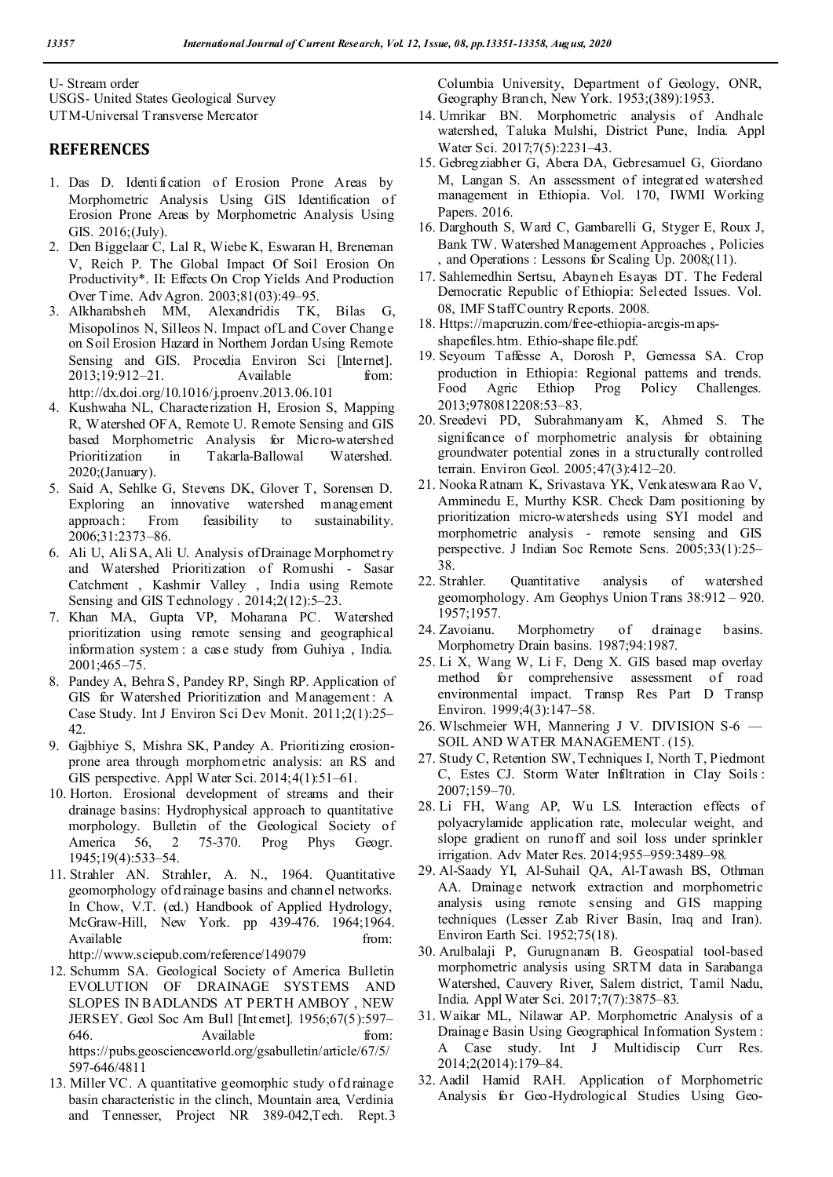U- Stream order
USGS- United States Geological Survey
UTM-Universal Transverse Mercator

## REFERENCES

1. Das D. Identification of Erosion Prone Areas by Morphometric Analysis Using GIS Identification of Erosion Prone Areas by Morphometric Analysis Using GIS. 2016;(July).
2. Den Biggelaar C, Lal R, Wiebe K, Eswaran H, Breneman V, Reich P. The Global Impact Of Soil Erosion On Productivity*. II: Effects On Crop Yields And Production Over Time. Adv Agron. 2003;81(03):49–95.
3. Alkharabsheh MM, Alexandridis TK, Bilas G, Misopolinos N, Silleos N. Impact of Land Cover Change on Soil Erosion Hazard in Northern Jordan Using Remote Sensing and GIS. Procedia Environ Sci [Internet]. 2013;19:912–21. Available from: http://dx.doi.org/10.1016/j.proenv.2013.06.101
4. Kushwaha NL, Characterization H, Erosion S, Mapping R, Watershed OFA, Remote U. Remote Sensing and GIS based Morphometric Analysis for Micro-watershed Prioritization in Takarla-Ballowal Watershed. 2020;(January).
5. Said A, Sehlke G, Stevens DK, Glover T, Sorensen D. Exploring an innovative watershed management approach: From feasibility to sustainability. 2006;31:2373–86.
6. Ali U, Ali SA, Ali U. Analysis of Drainage Morphometry and Watershed Prioritization of Romushi - Sasar Catchment , Kashmir Valley , India using Remote Sensing and GIS Technology . 2014;2(12):5–23.
7. Khan MA, Gupta VP, Moharana PC. Watershed prioritization using remote sensing and geographical information system : a case study from Guhiya , India. 2001;465–75.
8. Pandey A, Behra S, Pandey RP, Singh RP. Application of GIS for Watershed Prioritization and Management : A Case Study. Int J Environ Sci Dev Monit. 2011;2(1):25–42.
9. Gajbhiye S, Mishra SK, Pandey A. Prioritizing erosion-prone area through morphometric analysis: an RS and GIS perspective. Appl Water Sci. 2014;4(1):51–61.
10. Horton. Erosional development of streams and their drainage basins: Hydrophysical approach to quantitative morphology. Bulletin of the Geological Society of America 56, 2 75-370. Prog Phys Geogr. 1945;19(4):533–54.
11. Strahler AN. Strahler, A. N., 1964. Quantitative geomorphology of drainage basins and channel networks. In Chow, V.T. (ed.) Handbook of Applied Hydrology, McGraw-Hill, New York. pp 439-476. 1964;1964. Available from: http://www.sciepub.com/reference/149079
12. Schumm SA. Geological Society of America Bulletin EVOLUTION OF DRAINAGE SYSTEMS AND SLOPES IN BADLANDS AT PERTH AMBOY , NEW JERSEY. Geol Soc Am Bull [Internet]. 1956;67(5):597–646. Available from: https://pubs.geoscienceworld.org/gsabulletin/article/67/5/597-646/4811
13. Miller VC. A quantitative geomorphic study of drainage basin characteristic in the clinch, Mountain area, Verdinia and Tennesser, Project NR 389-042,Tech. Rept.3 Columbia University, Department of Geology, ONR, Geography Branch, New York. 1953;(389):1953.
14. Umrikar BN. Morphometric analysis of Andhale watershed, Taluka Mulshi, District Pune, India. Appl Water Sci. 2017;7(5):2231–43.
15. Gebregziabher G, Abera DA, Gebresamuel G, Giordano M, Langan S. An assessment of integrated watershed management in Ethiopia. Vol. 170, IWMI Working Papers. 2016.
16. Darghouth S, Ward C, Gambarelli G, Styger E, Roux J, Bank TW. Watershed Management Approaches , Policies , and Operations : Lessons for Scaling Up. 2008;(11).
17. Sahlemedhin Sertsu, Abayneh Esayas DT. The Federal Democratic Republic of Ethiopia: Selected Issues. Vol. 08, IMF Staff Country Reports. 2008.
18. Https://mapcruzin.com/free-ethiopia-arcgis-maps-shapefiles.htm. Ethio-shape file.pdf.
19. Seyoum Taffesse A, Dorosh P, Gemessa SA. Crop production in Ethiopia: Regional patterns and trends. Food Agric Ethiop Prog Policy Challenges. 2013;9780812208:53–83.
20. Sreedevi PD, Subrahmanyam K, Ahmed S. The significance of morphometric analysis for obtaining groundwater potential zones in a structurally controlled terrain. Environ Geol. 2005;47(3):412–20.
21. Nooka Ratnam K, Srivastava YK, Venkateswara Rao V, Amminedu E, Murthy KSR. Check Dam positioning by prioritization micro-watersheds using SYI model and morphometric analysis - remote sensing and GIS perspective. J Indian Soc Remote Sens. 2005;33(1):25–38.
22. Strahler. Quantitative analysis of watershed geomorphology. Am Geophys Union Trans 38:912 – 920. 1957;1957.
24. Zavoianu. Morphometry of drainage basins. Morphometry Drain basins. 1987;94:1987.
25. Li X, Wang W, Li F, Deng X. GIS based map overlay method for comprehensive assessment of road environmental impact. Transp Res Part D Transp Environ. 1999;4(3):147–58.
26. Wlschmeier WH, Mannering J V. DIVISION S-6 — SOIL AND WATER MANAGEMENT. (15).
27. Study C, Retention SW, Techniques I, North T, Piedmont C, Estes CJ. Storm Water Infiltration in Clay Soils : 2007;159–70.
28. Li FH, Wang AP, Wu LS. Interaction effects of polyacrylamide application rate, molecular weight, and slope gradient on runoff and soil loss under sprinkler irrigation. Adv Mater Res. 2014;955–959:3489–98.
29. Al-Saady YI, Al-Suhail QA, Al-Tawash BS, Othman AA. Drainage network extraction and morphometric analysis using remote sensing and GIS mapping techniques (Lesser Zab River Basin, Iraq and Iran). Environ Earth Sci. 1952;75(18).
30. Arulbalaji P, Gurugnanam B. Geospatial tool-based morphometric analysis using SRTM data in Sarabanga Watershed, Cauvery River, Salem district, Tamil Nadu, India. Appl Water Sci. 2017;7(7):3875–83.
31. Waikar ML, Nilawar AP. Morphometric Analysis of a Drainage Basin Using Geographical Information System : A Case study. Int J Multidiscip Curr Res. 2014;2(2014):179–84.
32. Aadil Hamid RAH. Application of Morphometric Analysis for Geo-Hydrological Studies Using Geo-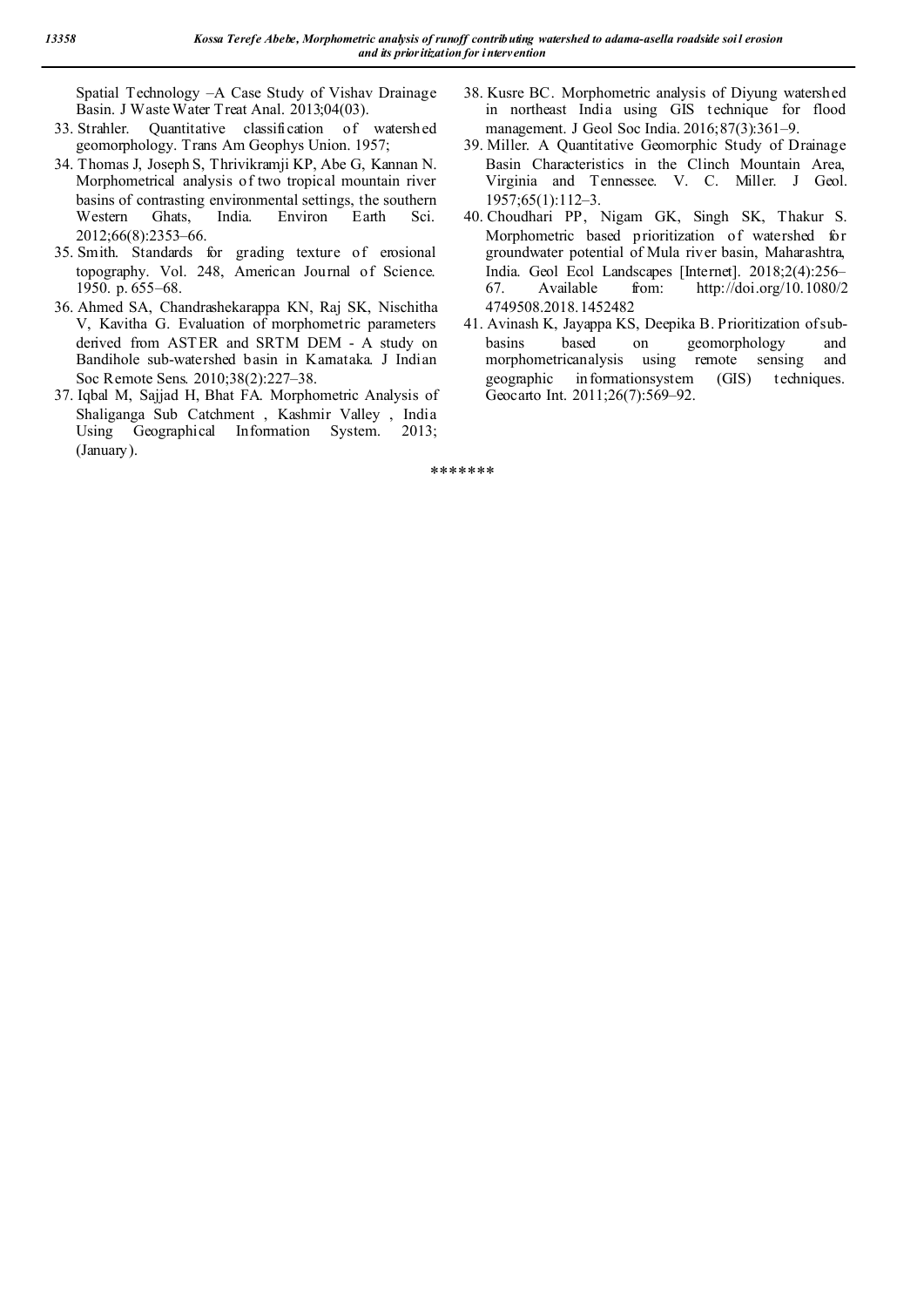Spatial Technology –A Case Study of Vishav Drainage Basin. J Waste Water Treat Anal. 2013;04(03).

33. Strahler. Quantitative classification of watershed geomorphology. Trans Am Geophys Union. 1957;
34. Thomas J, Joseph S, Thrivikramji KP, Abe G, Kannan N. Morphometrical analysis of two tropical mountain river basins of contrasting environmental settings, the southern Western Ghats, India. Environ Earth Sci. 2012;66(8):2353–66.
35. Smith. Standards for grading texture of erosional topography. Vol. 248, American Journal of Science. 1950. p. 655–68.
36. Ahmed SA, Chandrashekarappa KN, Raj SK, Nischitha V, Kavitha G. Evaluation of morphometric parameters derived from ASTER and SRTM DEM - A study on Bandihole sub-watershed basin in Karnataka. J Indian Soc Remote Sens. 2010;38(2):227–38.
37. Iqbal M, Sajjad H, Bhat FA. Morphometric Analysis of Shaliganga Sub Catchment , Kashmir Valley , India Using Geographical Information System. 2013;(January).
38. Kusre BC. Morphometric analysis of Diyung watershed in northeast India using GIS technique for flood management. J Geol Soc India. 2016;87(3):361–9.
39. Miller. A Quantitative Geomorphic Study of Drainage Basin Characteristics in the Clinch Mountain Area, Virginia and Tennessee. V. C. Miller. J Geol. 1957;65(1):112–3.
40. Choudhari PP, Nigam GK, Singh SK, Thakur S. Morphometric based prioritization of watershed for groundwater potential of Mula river basin, Maharashtra, India. Geol Ecol Landscapes [Internet]. 2018;2(4):256–67. Available from: http://doi.org/10.1080/24749508.2018.1452482
41. Avinash K, Jayappa KS, Deepika B. Prioritization of sub-basins based on geomorphology and morphometricanalysis using remote sensing and geographic informationsystem (GIS) techniques. Geocarto Int. 2011;26(7):569–92.

\*\*\*\*\*\*\*